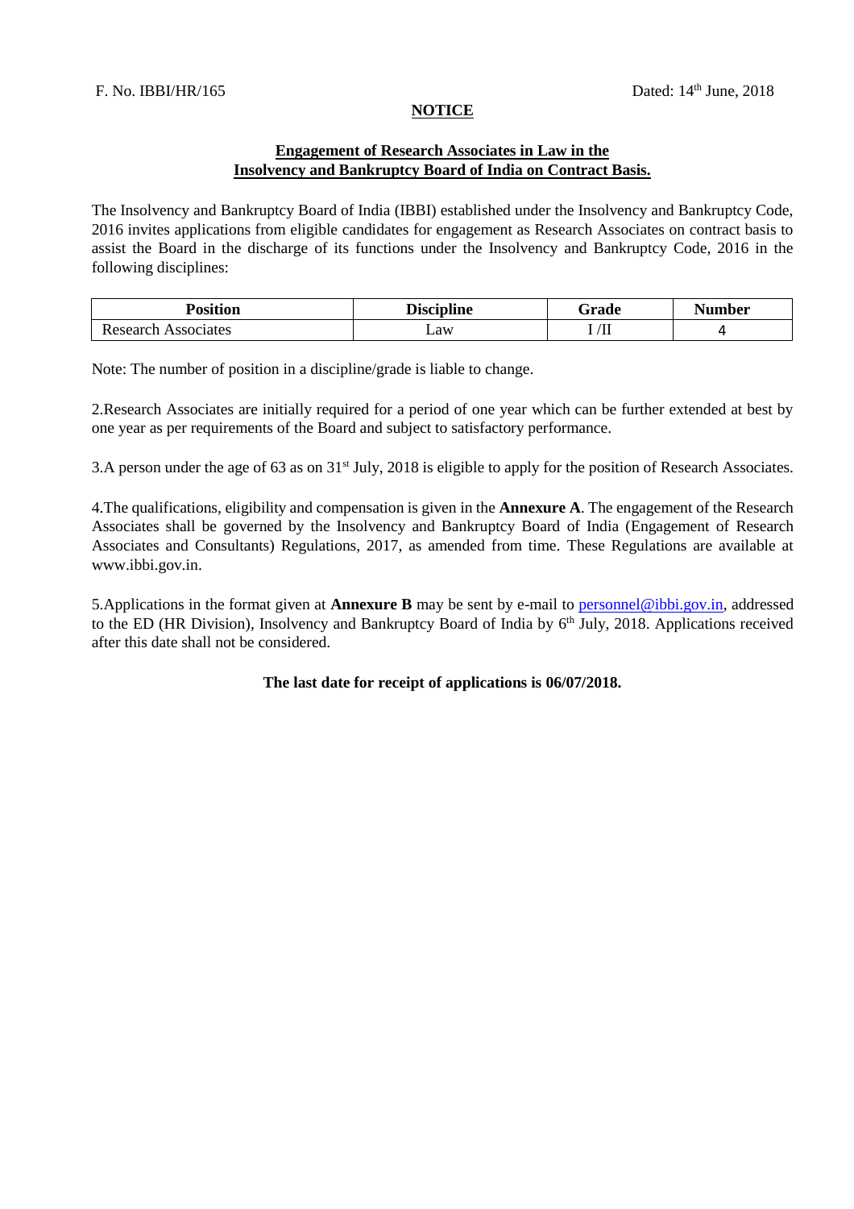F. No. IBBI/HR/165 Dated: 14th June, 2018

**NOTICE**

**Engagement of Research Associates in Law in the Insolvency and Bankruptcy Board of India on Contract Basis.**

The Insolvency and Bankruptcy Board of India (IBBI) established under the Insolvency and Bankruptcy Code, 2016 invites applications from eligible candidates for engagement as Research Associates on contract basis to assist the Board in the discharge of its functions under the Insolvency and Bankruptcy Code, 2016 in the following disciplines:

| Position | Discipline | Grade | Number |
|---|---|---|---|
| Research Associates | Law | I /II | 4 |

Note: The number of position in a discipline/grade is liable to change.

2.Research Associates are initially required for a period of one year which can be further extended at best by one year as per requirements of the Board and subject to satisfactory performance.

3.A person under the age of 63 as on 31st July, 2018 is eligible to apply for the position of Research Associates.

4.The qualifications, eligibility and compensation is given in the **Annexure A**. The engagement of the Research Associates shall be governed by the Insolvency and Bankruptcy Board of India (Engagement of Research Associates and Consultants) Regulations, 2017, as amended from time. These Regulations are available at www.ibbi.gov.in.

5.Applications in the format given at **Annexure B** may be sent by e-mail to personnel@ibbi.gov.in, addressed to the ED (HR Division), Insolvency and Bankruptcy Board of India by 6th July, 2018. Applications received after this date shall not be considered.

**The last date for receipt of applications is 06/07/2018.**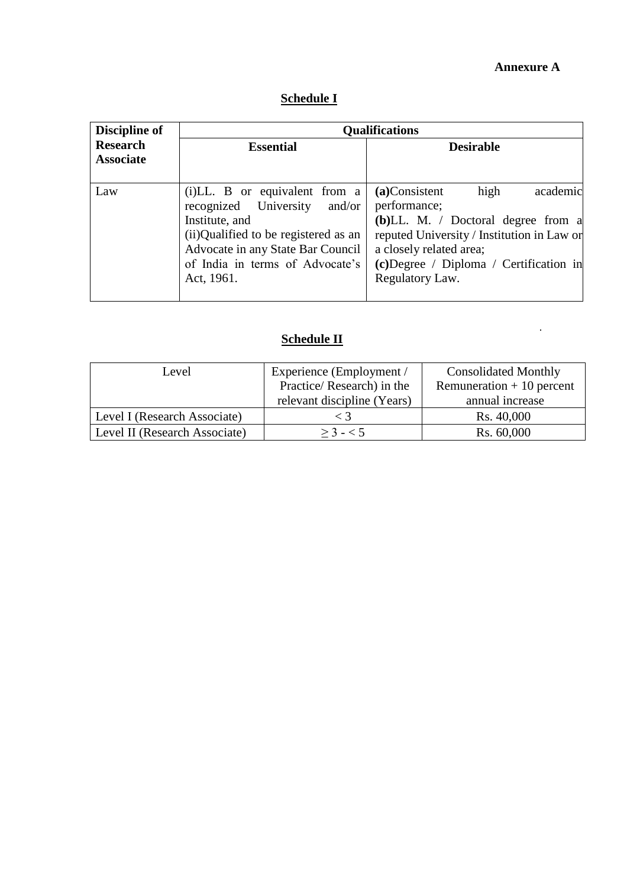**Annexure A**

## Schedule I

| Discipline of Research Associate | Qualifications | |
|---|---|---|
| | **Essential** | **Desirable** |
| Law | (i)LL. B or equivalent from a recognized University and/or Institute, and<br>(ii)Qualified to be registered as an Advocate in any State Bar Council of India in terms of Advocate's Act, 1961. | **(a)**Consistent high academic performance;<br>**(b)**LL. M. / Doctoral degree from a reputed University / Institution in Law or a closely related area;<br>**(c)**Degree / Diploma / Certification in Regulatory Law. |

## Schedule II

| Level | Experience (Employment / Practice/ Research) in the relevant discipline (Years) | Consolidated Monthly Remuneration + 10 percent annual increase |
|---|---|---|
| Level I (Research Associate) | $< 3$ | Rs. 40,000 |
| Level II (Research Associate) | $\geq 3 - < 5$ | Rs. 60,000 |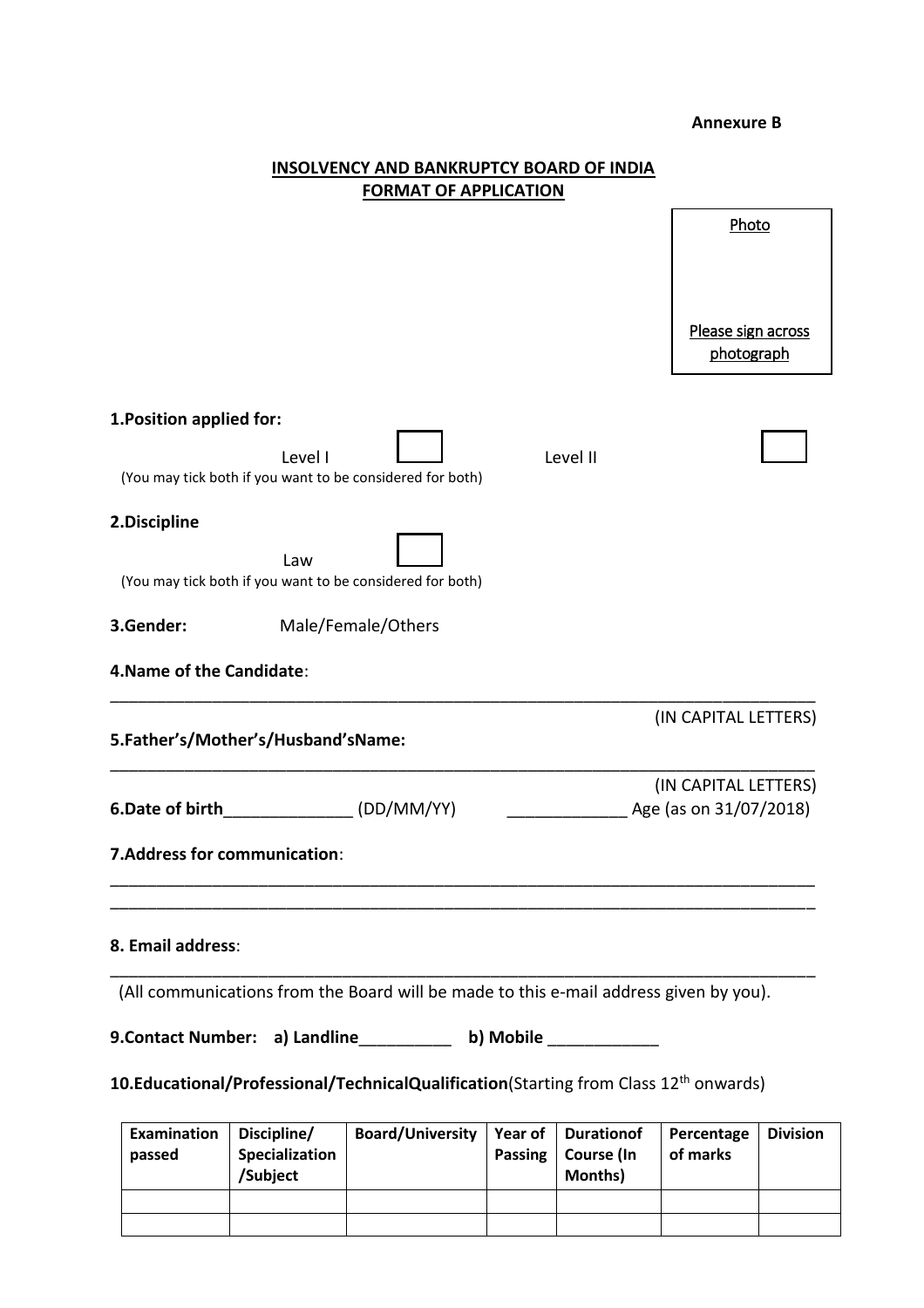**Annexure B**

**INSOLVENCY AND BANKRUPTCY BOARD OF INDIA**
**FORMAT OF APPLICATION**

| Photo<br><br>Please sign across photograph |
|---|

**1.Position applied for:**

Level I ☐ Level II ☐

(You may tick both if you want to be considered for both)

**2.Discipline**

Law ☐

(You may tick both if you want to be considered for both)

**3.Gender:** Male/Female/Others

**4.Name of the Candidate**:

_______________________________________________________________________________

(IN CAPITAL LETTERS)

**5.Father's/Mother's/Husband'sName:**

_______________________________________________________________________________

(IN CAPITAL LETTERS)

**6.Date of birth**______________ (DD/MM/YY) _____________ Age (as on 31/07/2018)

**7.Address for communication**:

_______________________________________________________________________________
_______________________________________________________________________________

**8. Email address**:

_______________________________________________________________________________

(All communications from the Board will be made to this e-mail address given by you).

**9.Contact Number: a) Landline**__________ **b) Mobile** ____________

**10.Educational/Professional/TechnicalQualification**(Starting from Class 12th onwards)

| Examination passed | Discipline/ Specialization /Subject | Board/University | Year of Passing | Durationof Course (In Months) | Percentage of marks | Division |
|---|---|---|---|---|---|---|
| | | | | | | |
| | | | | | | |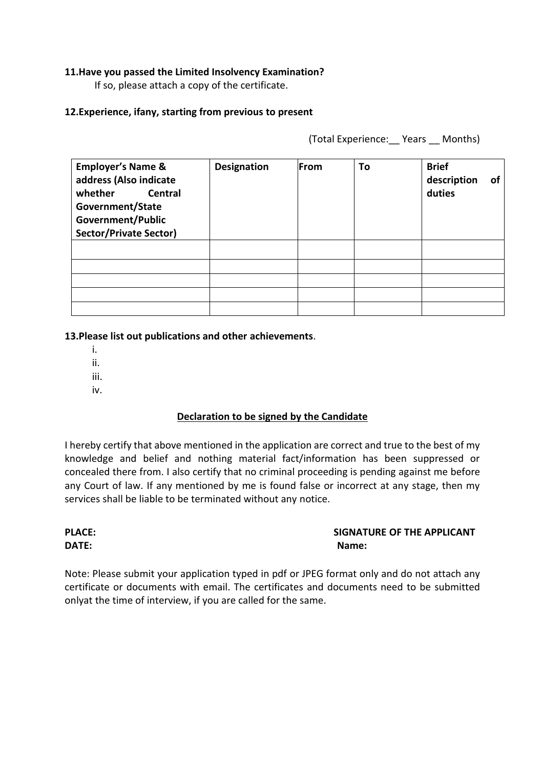**11.Have you passed the Limited Insolvency Examination?**

If so, please attach a copy of the certificate.

**12.Experience, ifany, starting from previous to present**

(Total Experience:__ Years __ Months)

| **Employer's Name & address (Also indicate whether Central Government/State Government/Public Sector/Private Sector)** | **Designation** | **From** | **To** | **Brief description of duties** |
|---|---|---|---|---|
| | | | | |
| | | | | |
| | | | | |
| | | | | |
| | | | | |

**13.Please list out publications and other achievements**.

i.
ii.
iii.
iv.

**Declaration to be signed by the Candidate**

I hereby certify that above mentioned in the application are correct and true to the best of my knowledge and belief and nothing material fact/information has been suppressed or concealed there from. I also certify that no criminal proceeding is pending against me before any Court of law. If any mentioned by me is found false or incorrect at any stage, then my services shall be liable to be terminated without any notice.

**PLACE:** 　　　　　　　　　　　　　　**SIGNATURE OF THE APPLICANT**

**DATE:** 　　　　　　　　　　　　　　**Name:**

Note: Please submit your application typed in pdf or JPEG format only and do not attach any certificate or documents with email. The certificates and documents need to be submitted onlyat the time of interview, if you are called for the same.